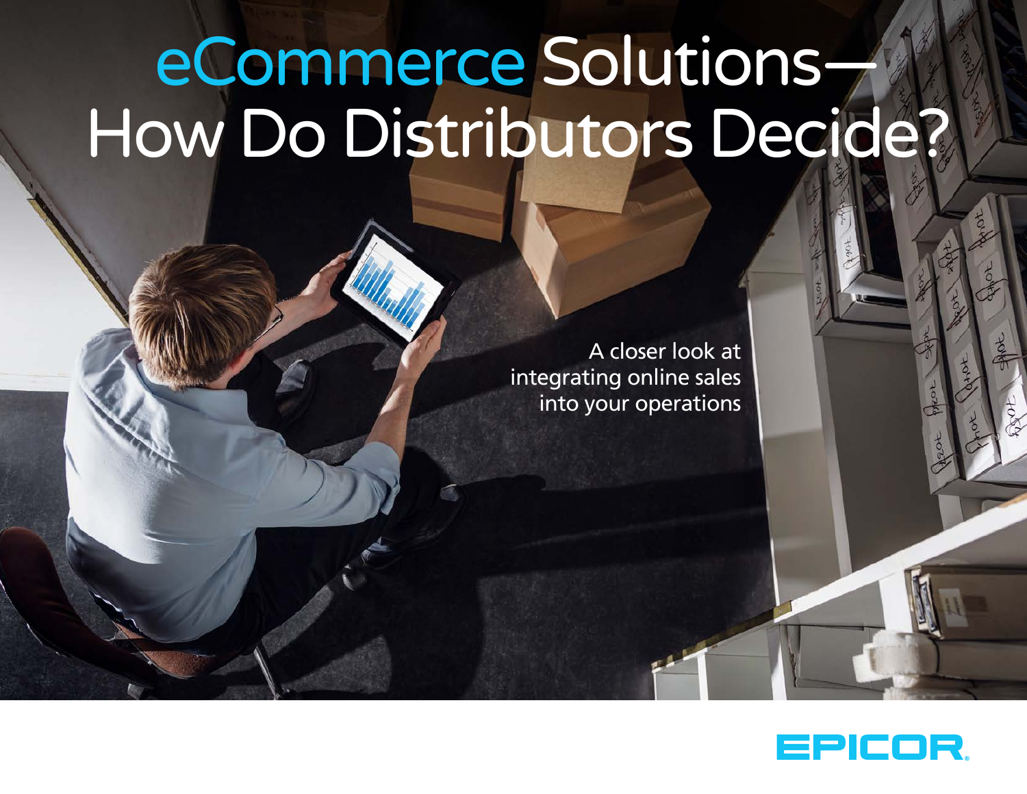# eCommerce Solutions—How Do Distributors Decide?

A closer look at integrating online sales into your operations

EPICOR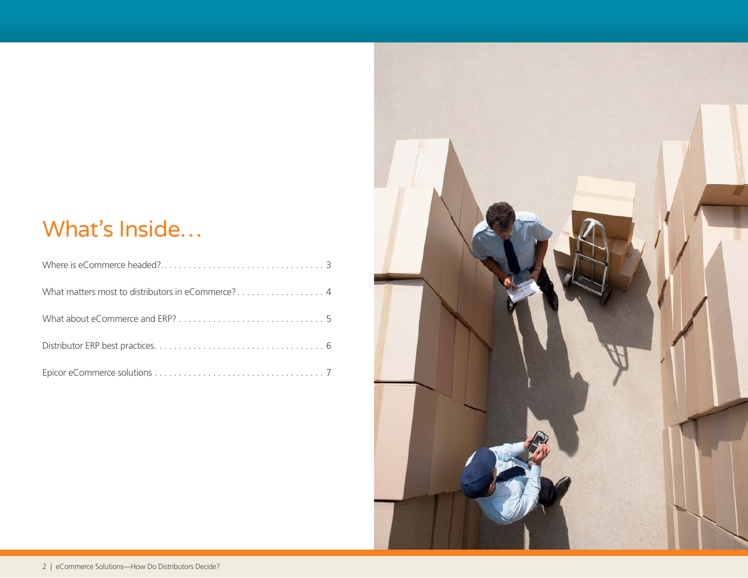# What's Inside…

Where is eCommerce headed? . . . . . . . . . . . . . . . . . . . . . . . . . . . . . . . . . 3

What matters most to distributors in eCommerce? . . . . . . . . . . . . . . . . . . 4

What about eCommerce and ERP? . . . . . . . . . . . . . . . . . . . . . . . . . . . . . . 5

Distributor ERP best practices . . . . . . . . . . . . . . . . . . . . . . . . . . . . . . . . . . 6

Epicor eCommerce solutions . . . . . . . . . . . . . . . . . . . . . . . . . . . . . . . . . . . 7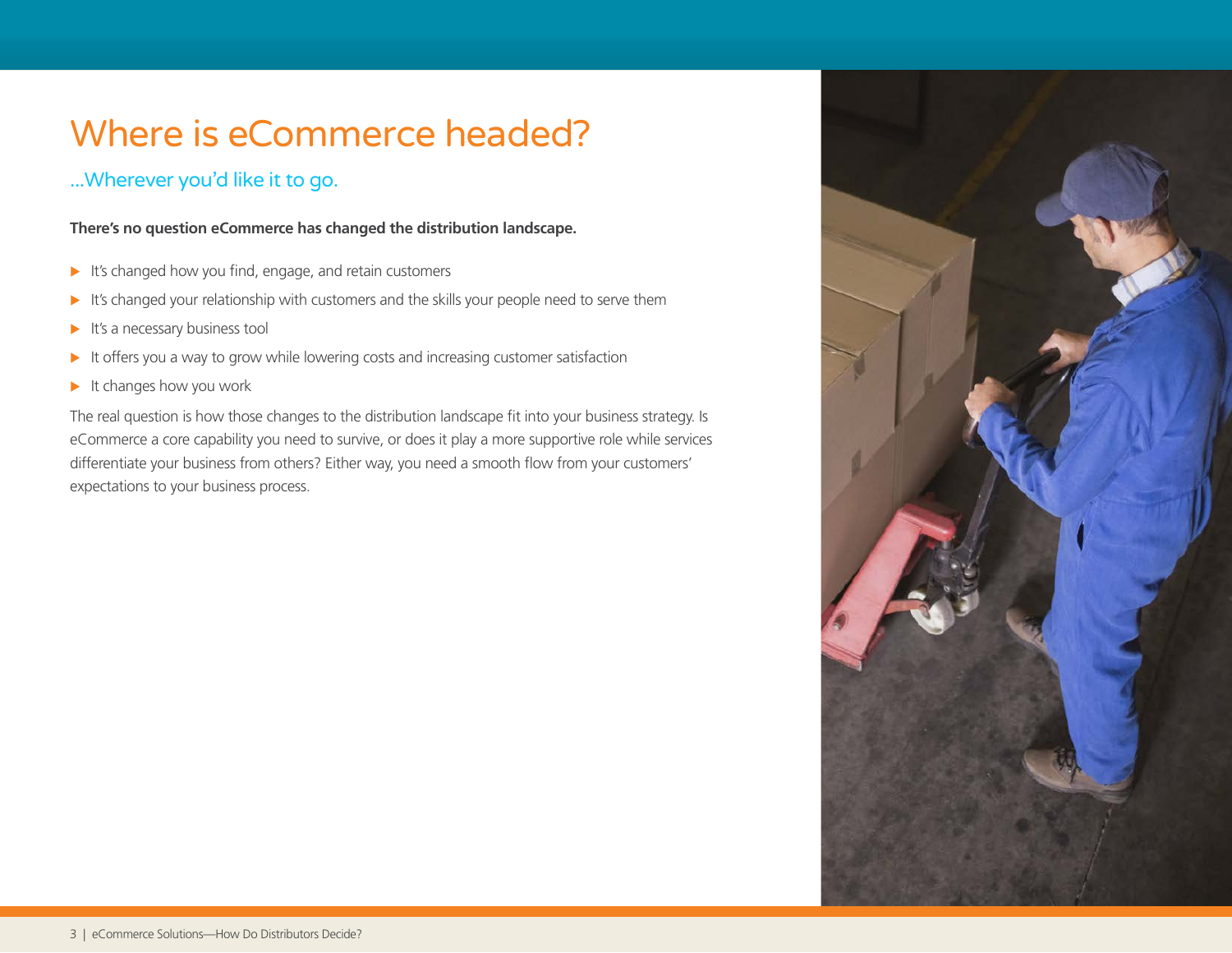# Where is eCommerce headed?

## ...Wherever you'd like it to go.

**There's no question eCommerce has changed the distribution landscape.**

- It's changed how you find, engage, and retain customers
- It's changed your relationship with customers and the skills your people need to serve them
- It's a necessary business tool
- It offers you a way to grow while lowering costs and increasing customer satisfaction
- It changes how you work

The real question is how those changes to the distribution landscape fit into your business strategy. Is eCommerce a core capability you need to survive, or does it play a more supportive role while services differentiate your business from others? Either way, you need a smooth flow from your customers' expectations to your business process.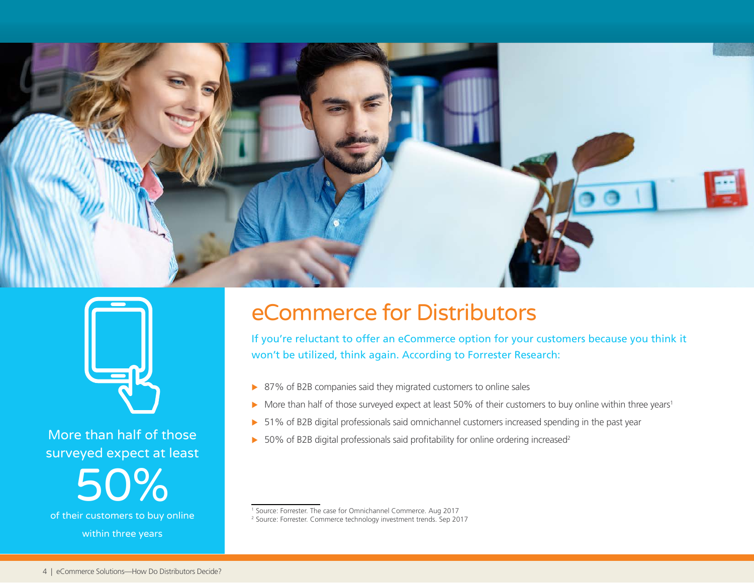More than half of those surveyed expect at least

50%

of their customers to buy online within three years

# eCommerce for Distributors

If you're reluctant to offer an eCommerce option for your customers because you think it won't be utilized, think again. According to Forrester Research:

- 87% of B2B companies said they migrated customers to online sales
- More than half of those surveyed expect at least 50% of their customers to buy online within three years[1]
- 51% of B2B digital professionals said omnichannel customers increased spending in the past year
- 50% of B2B digital professionals said profitability for online ordering increased[2]

[1] Source: Forrester. The case for Omnichannel Commerce. Aug 2017

[2] Source: Forrester. Commerce technology investment trends. Sep 2017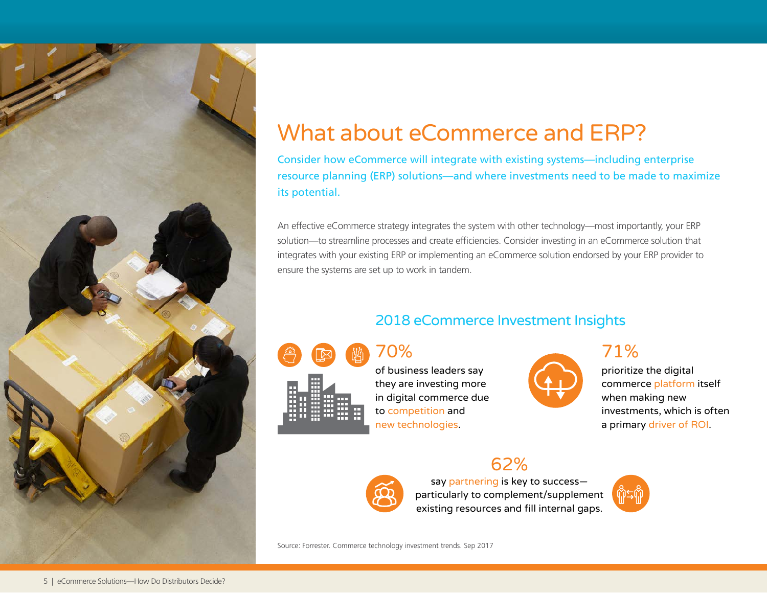# What about eCommerce and ERP?

Consider how eCommerce will integrate with existing systems—including enterprise resource planning (ERP) solutions—and where investments need to be made to maximize its potential.

An effective eCommerce strategy integrates the system with other technology—most importantly, your ERP solution—to streamline processes and create efficiencies. Consider investing in an eCommerce solution that integrates with your existing ERP or implementing an eCommerce solution endorsed by your ERP provider to ensure the systems are set up to work in tandem.

## 2018 eCommerce Investment Insights

**70%**

of business leaders say they are investing more in digital commerce due to competition and new technologies.

**71%**

prioritize the digital commerce platform itself when making new investments, which is often a primary driver of ROI.

**62%**

say partnering is key to success—particularly to complement/supplement existing resources and fill internal gaps.

Source: Forrester. Commerce technology investment trends. Sep 2017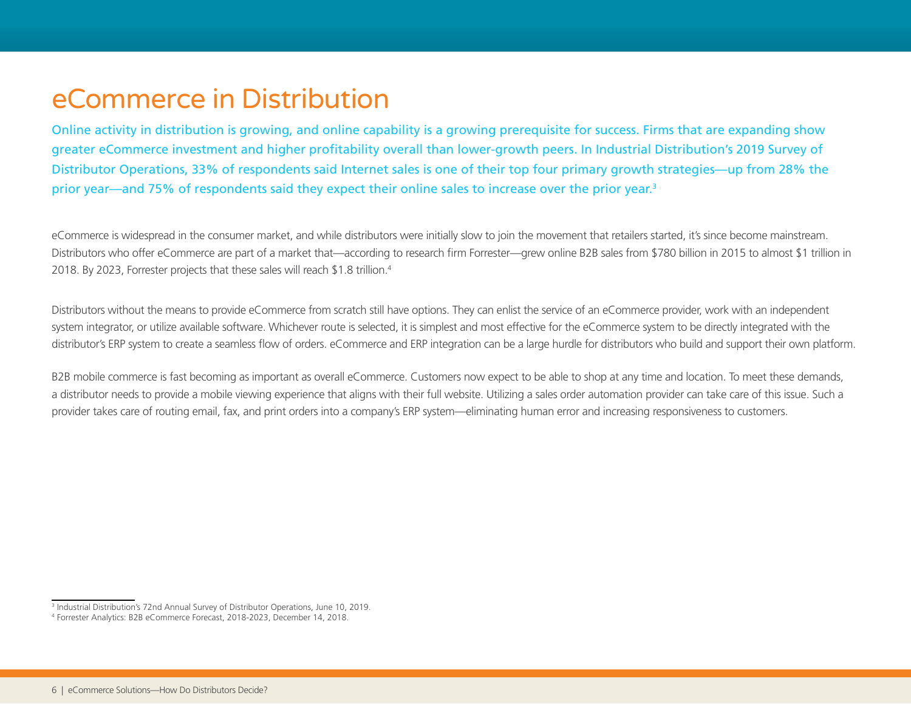# eCommerce in Distribution

Online activity in distribution is growing, and online capability is a growing prerequisite for success. Firms that are expanding show greater eCommerce investment and higher profitability overall than lower-growth peers. In Industrial Distribution's 2019 Survey of Distributor Operations, 33% of respondents said Internet sales is one of their top four primary growth strategies—up from 28% the prior year—and 75% of respondents said they expect their online sales to increase over the prior year.[3]

eCommerce is widespread in the consumer market, and while distributors were initially slow to join the movement that retailers started, it's since become mainstream. Distributors who offer eCommerce are part of a market that—according to research firm Forrester—grew online B2B sales from $780 billion in 2015 to almost $1 trillion in 2018. By 2023, Forrester projects that these sales will reach $1.8 trillion.[4]

Distributors without the means to provide eCommerce from scratch still have options. They can enlist the service of an eCommerce provider, work with an independent system integrator, or utilize available software. Whichever route is selected, it is simplest and most effective for the eCommerce system to be directly integrated with the distributor's ERP system to create a seamless flow of orders. eCommerce and ERP integration can be a large hurdle for distributors who build and support their own platform.

B2B mobile commerce is fast becoming as important as overall eCommerce. Customers now expect to be able to shop at any time and location. To meet these demands, a distributor needs to provide a mobile viewing experience that aligns with their full website. Utilizing a sales order automation provider can take care of this issue. Such a provider takes care of routing email, fax, and print orders into a company's ERP system—eliminating human error and increasing responsiveness to customers.

[3] Industrial Distribution's 72nd Annual Survey of Distributor Operations, June 10, 2019.

[4] Forrester Analytics: B2B eCommerce Forecast, 2018-2023, December 14, 2018.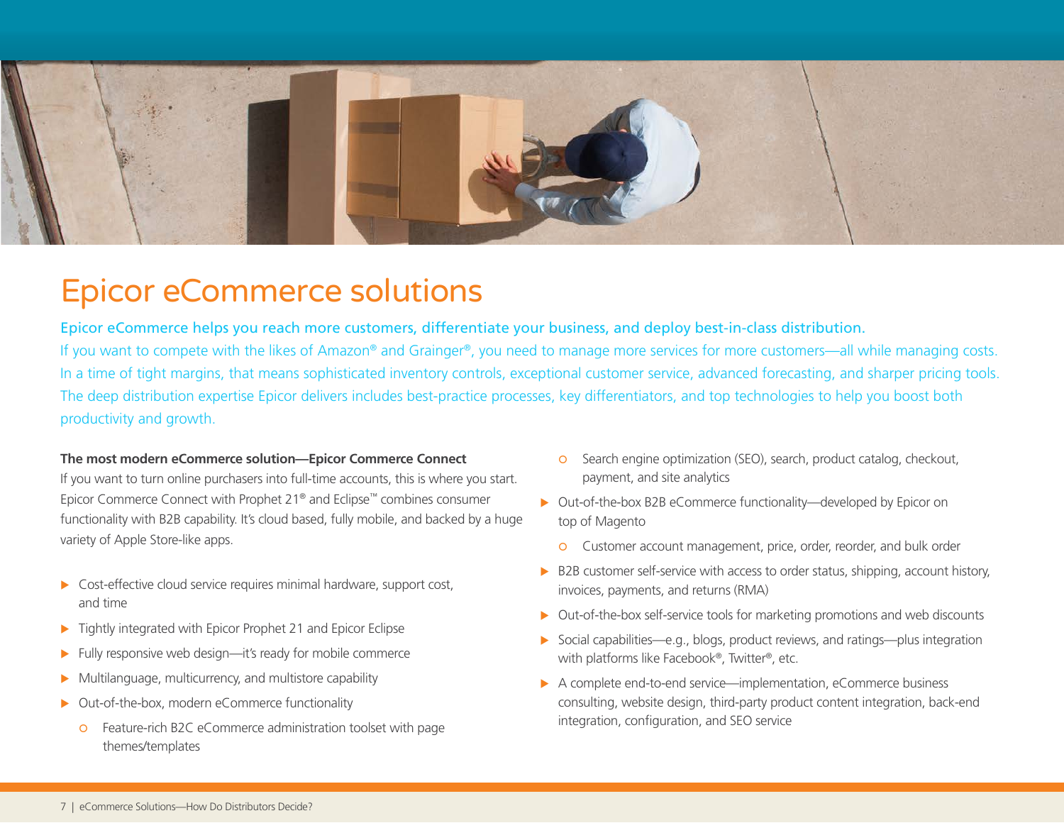# Epicor eCommerce solutions

Epicor eCommerce helps you reach more customers, differentiate your business, and deploy best-in-class distribution.

If you want to compete with the likes of Amazon® and Grainger®, you need to manage more services for more customers—all while managing costs. In a time of tight margins, that means sophisticated inventory controls, exceptional customer service, advanced forecasting, and sharper pricing tools. The deep distribution expertise Epicor delivers includes best-practice processes, key differentiators, and top technologies to help you boost both productivity and growth.

**The most modern eCommerce solution—Epicor Commerce Connect**

If you want to turn online purchasers into full-time accounts, this is where you start. Epicor Commerce Connect with Prophet 21® and Eclipse™ combines consumer functionality with B2B capability. It's cloud based, fully mobile, and backed by a huge variety of Apple Store-like apps.

- Cost-effective cloud service requires minimal hardware, support cost, and time
- Tightly integrated with Epicor Prophet 21 and Epicor Eclipse
- Fully responsive web design—it's ready for mobile commerce
- Multilanguage, multicurrency, and multistore capability
- Out-of-the-box, modern eCommerce functionality
  - Feature-rich B2C eCommerce administration toolset with page themes/templates
  - Search engine optimization (SEO), search, product catalog, checkout, payment, and site analytics
- Out-of-the-box B2B eCommerce functionality—developed by Epicor on top of Magento
  - Customer account management, price, order, reorder, and bulk order
- B2B customer self-service with access to order status, shipping, account history, invoices, payments, and returns (RMA)
- Out-of-the-box self-service tools for marketing promotions and web discounts
- Social capabilities—e.g., blogs, product reviews, and ratings—plus integration with platforms like Facebook®, Twitter®, etc.
- A complete end-to-end service—implementation, eCommerce business consulting, website design, third-party product content integration, back-end integration, configuration, and SEO service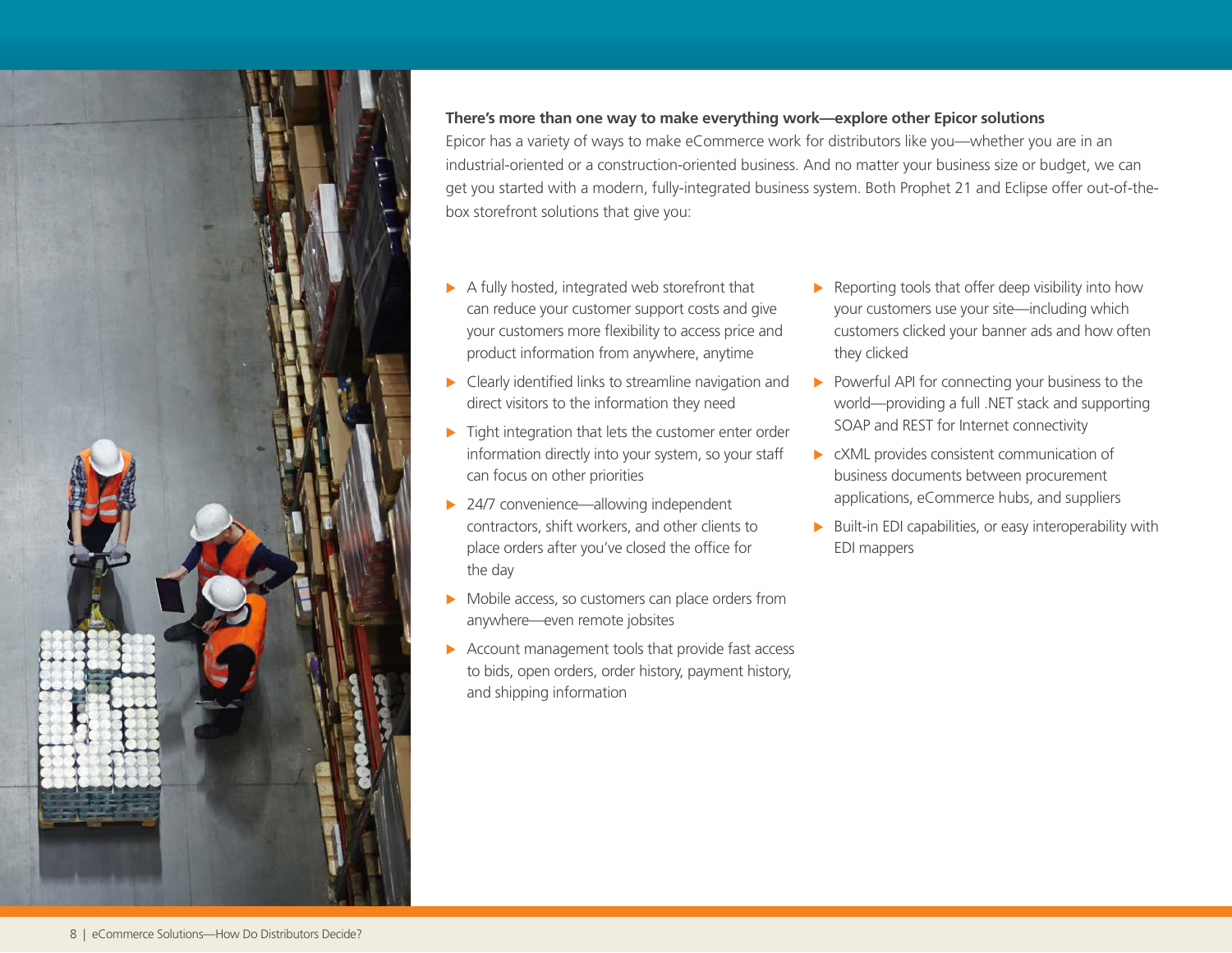**There's more than one way to make everything work—explore other Epicor solutions**

Epicor has a variety of ways to make eCommerce work for distributors like you—whether you are in an industrial-oriented or a construction-oriented business. And no matter your business size or budget, we can get you started with a modern, fully-integrated business system. Both Prophet 21 and Eclipse offer out-of-the-box storefront solutions that give you:

- A fully hosted, integrated web storefront that can reduce your customer support costs and give your customers more flexibility to access price and product information from anywhere, anytime
- Clearly identified links to streamline navigation and direct visitors to the information they need
- Tight integration that lets the customer enter order information directly into your system, so your staff can focus on other priorities
- 24/7 convenience—allowing independent contractors, shift workers, and other clients to place orders after you've closed the office for the day
- Mobile access, so customers can place orders from anywhere—even remote jobsites
- Account management tools that provide fast access to bids, open orders, order history, payment history, and shipping information
- Reporting tools that offer deep visibility into how your customers use your site—including which customers clicked your banner ads and how often they clicked
- Powerful API for connecting your business to the world—providing a full .NET stack and supporting SOAP and REST for Internet connectivity
- cXML provides consistent communication of business documents between procurement applications, eCommerce hubs, and suppliers
- Built-in EDI capabilities, or easy interoperability with EDI mappers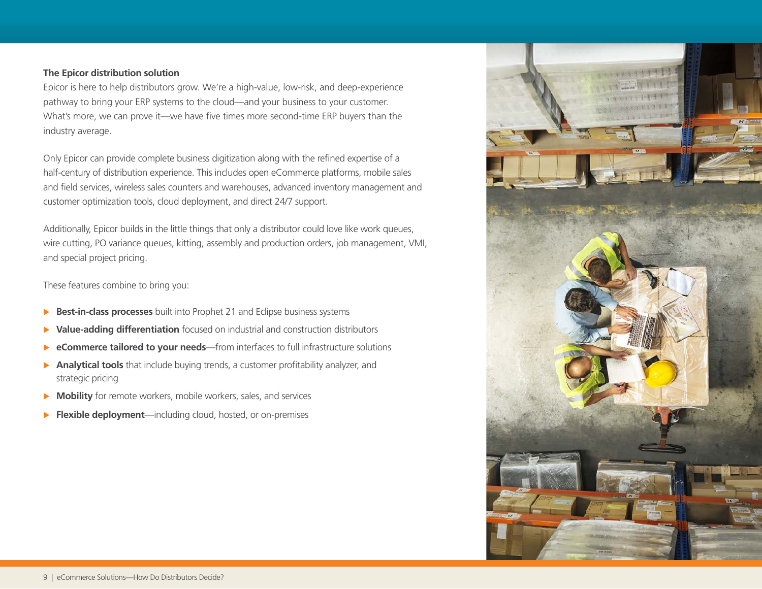### The Epicor distribution solution

Epicor is here to help distributors grow. We're a high-value, low-risk, and deep-experience pathway to bring your ERP systems to the cloud—and your business to your customer. What's more, we can prove it—we have five times more second-time ERP buyers than the industry average.

Only Epicor can provide complete business digitization along with the refined expertise of a half-century of distribution experience. This includes open eCommerce platforms, mobile sales and field services, wireless sales counters and warehouses, advanced inventory management and customer optimization tools, cloud deployment, and direct 24/7 support.

Additionally, Epicor builds in the little things that only a distributor could love like work queues, wire cutting, PO variance queues, kitting, assembly and production orders, job management, VMI, and special project pricing.

These features combine to bring you:

- **Best-in-class processes** built into Prophet 21 and Eclipse business systems
- **Value-adding differentiation** focused on industrial and construction distributors
- **eCommerce tailored to your needs**—from interfaces to full infrastructure solutions
- **Analytical tools** that include buying trends, a customer profitability analyzer, and strategic pricing
- **Mobility** for remote workers, mobile workers, sales, and services
- **Flexible deployment**—including cloud, hosted, or on-premises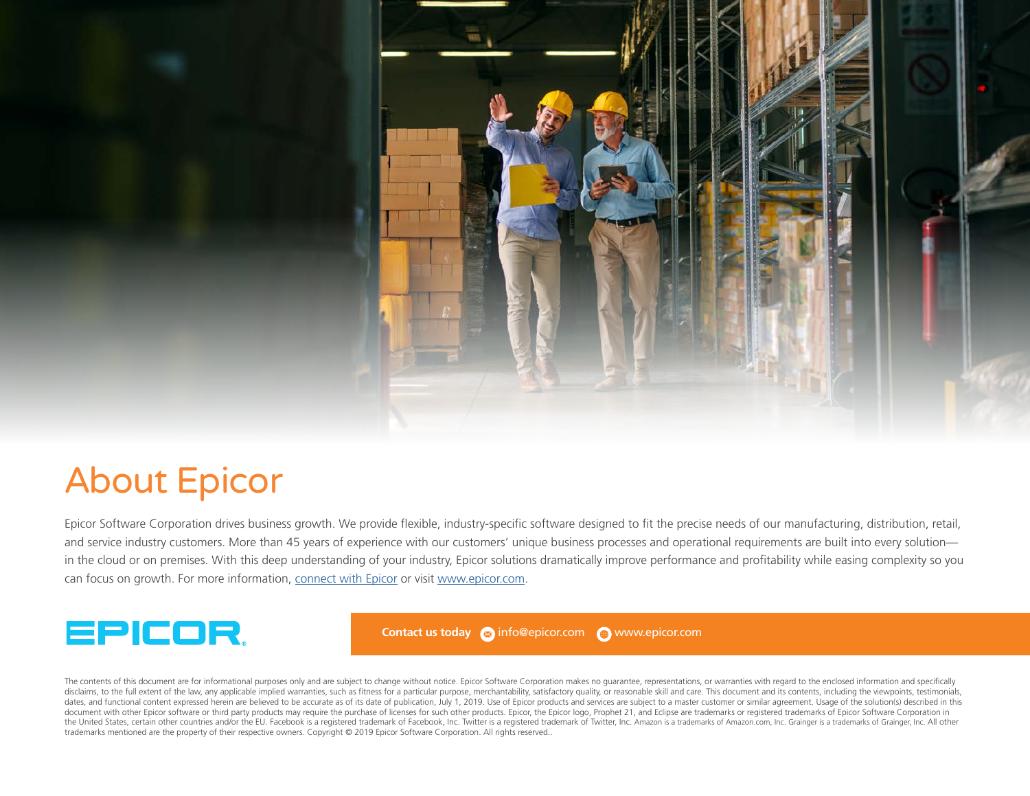# About Epicor

Epicor Software Corporation drives business growth. We provide flexible, industry-specific software designed to fit the precise needs of our manufacturing, distribution, retail, and service industry customers. More than 45 years of experience with our customers' unique business processes and operational requirements are built into every solution—in the cloud or on premises. With this deep understanding of your industry, Epicor solutions dramatically improve performance and profitability while easing complexity so you can focus on growth. For more information, connect with Epicor or visit www.epicor.com.

EPICOR

**Contact us today** info@epicor.com www.epicor.com

The contents of this document are for informational purposes only and are subject to change without notice. Epicor Software Corporation makes no guarantee, representations, or warranties with regard to the enclosed information and specifically disclaims, to the full extent of the law, any applicable implied warranties, such as fitness for a particular purpose, merchantability, satisfactory quality, or reasonable skill and care. This document and its contents, including the viewpoints, testimonials, dates, and functional content expressed herein are believed to be accurate as of its date of publication, July 1, 2019. Use of Epicor products and services are subject to a master customer or similar agreement. Usage of the solution(s) described in this document with other Epicor software or third party products may require the purchase of licenses for such other products. Epicor, the Epicor logo, Prophet 21, and Eclipse are trademarks or registered trademarks of Epicor Software Corporation in the United States, certain other countries and/or the EU. Facebook is a registered trademark of Facebook, Inc. Twitter is a registered trademark of Twitter, Inc. Amazon is a trademarks of Amazon.com, Inc. Grainger is a trademarks of Grainger, Inc. All other trademarks mentioned are the property of their respective owners. Copyright © 2019 Epicor Software Corporation. All rights reserved..